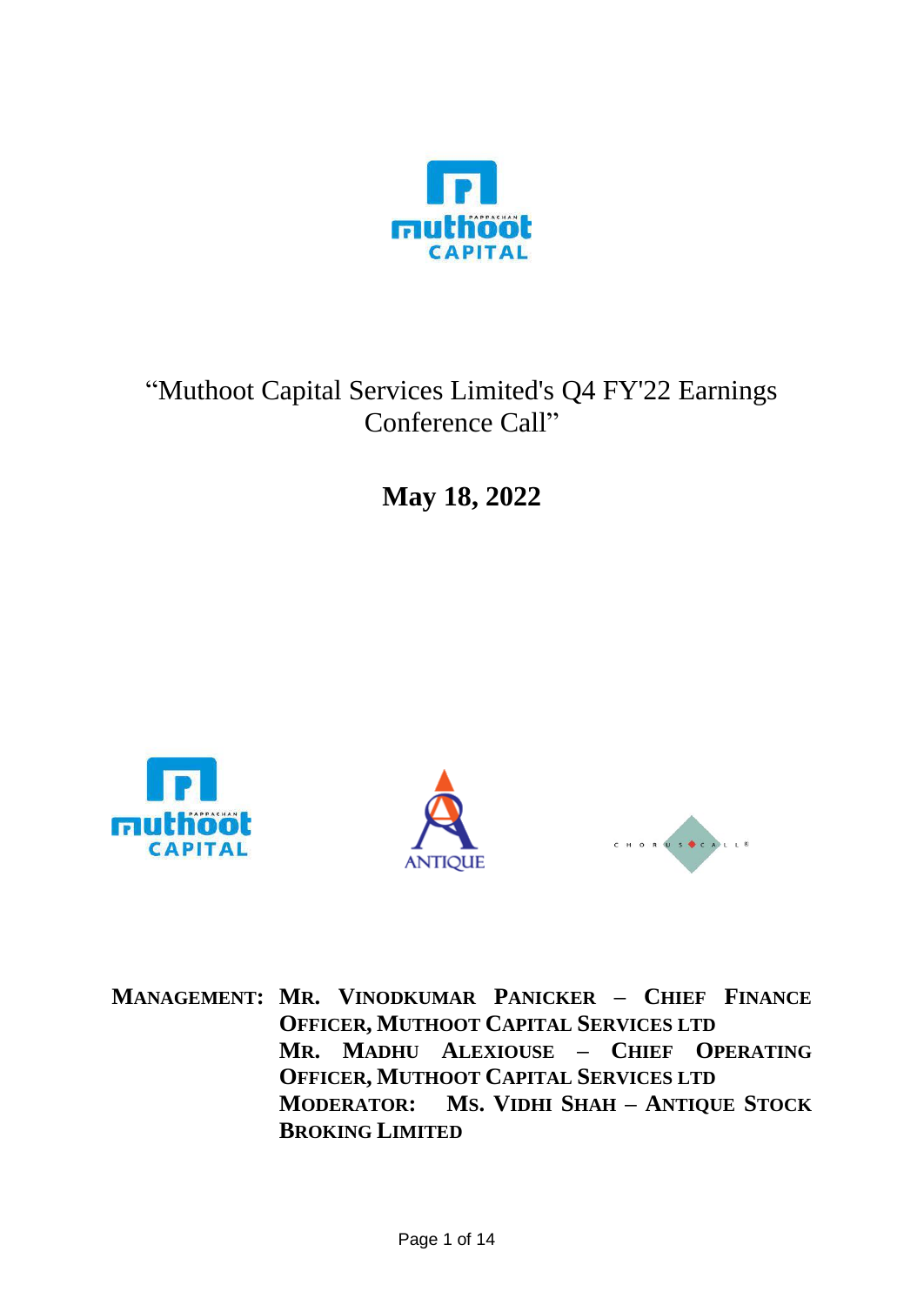# "Muthoot Capital Services Limited's Q4 FY'22 Earnings Conference Call"

## May 18, 2022

**MANAGEMENT: MR. VINODKUMAR PANICKER – CHIEF FINANCE OFFICER, MUTHOOT CAPITAL SERVICES LTD**
**MR. MADHU ALEXIOUSE – CHIEF OPERATING OFFICER, MUTHOOT CAPITAL SERVICES LTD**
**MODERATOR: MS. VIDHI SHAH – ANTIQUE STOCK BROKING LIMITED**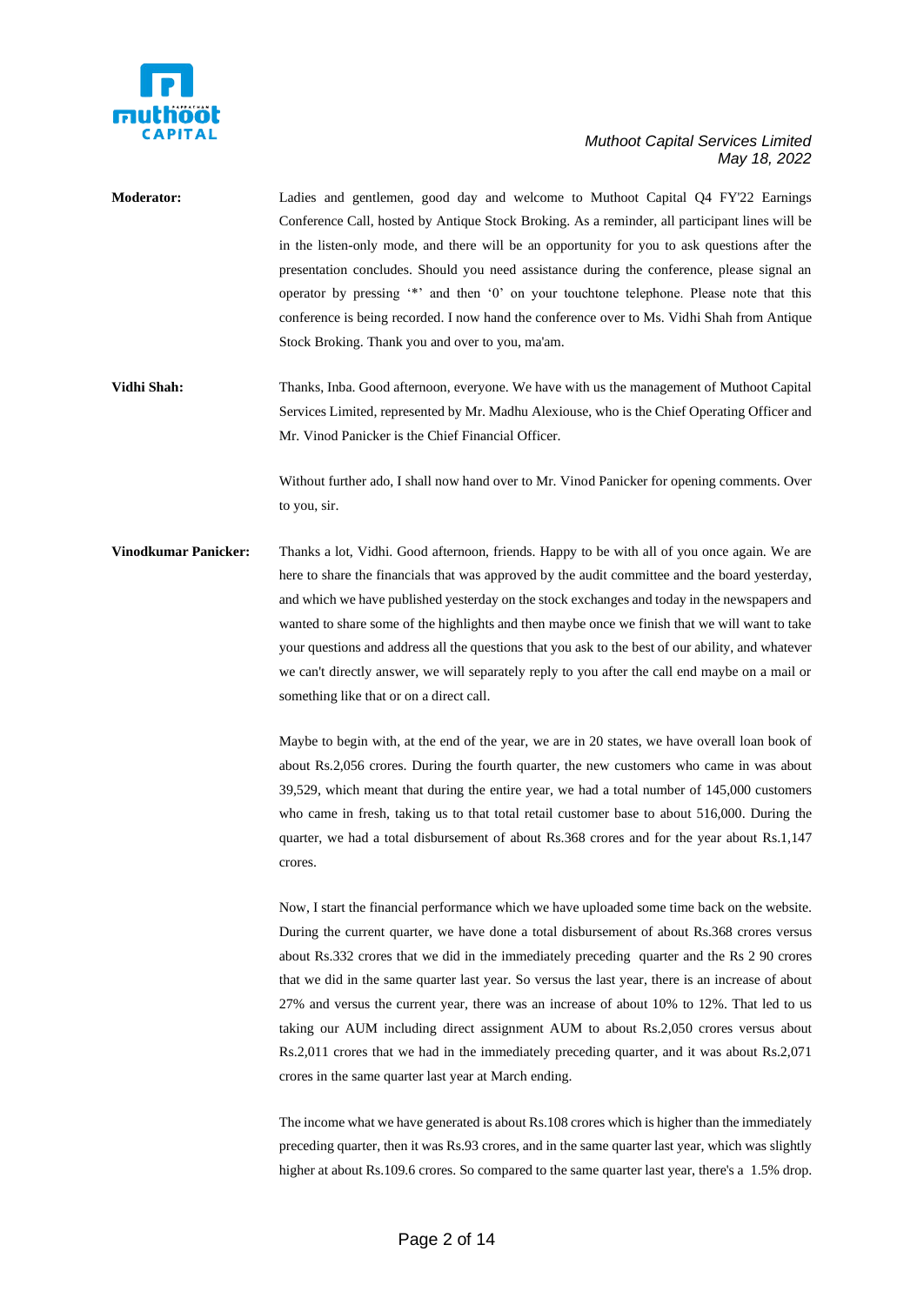**Moderator:** Ladies and gentlemen, good day and welcome to Muthoot Capital Q4 FY'22 Earnings Conference Call, hosted by Antique Stock Broking. As a reminder, all participant lines will be in the listen-only mode, and there will be an opportunity for you to ask questions after the presentation concludes. Should you need assistance during the conference, please signal an operator by pressing '*' and then '0' on your touchtone telephone. Please note that this conference is being recorded. I now hand the conference over to Ms. Vidhi Shah from Antique Stock Broking. Thank you and over to you, ma'am.

**Vidhi Shah:** Thanks, Inba. Good afternoon, everyone. We have with us the management of Muthoot Capital Services Limited, represented by Mr. Madhu Alexiouse, who is the Chief Operating Officer and Mr. Vinod Panicker is the Chief Financial Officer.

Without further ado, I shall now hand over to Mr. Vinod Panicker for opening comments. Over to you, sir.

**Vinodkumar Panicker:** Thanks a lot, Vidhi. Good afternoon, friends. Happy to be with all of you once again. We are here to share the financials that was approved by the audit committee and the board yesterday, and which we have published yesterday on the stock exchanges and today in the newspapers and wanted to share some of the highlights and then maybe once we finish that we will want to take your questions and address all the questions that you ask to the best of our ability, and whatever we can't directly answer, we will separately reply to you after the call end maybe on a mail or something like that or on a direct call.

Maybe to begin with, at the end of the year, we are in 20 states, we have overall loan book of about Rs.2,056 crores. During the fourth quarter, the new customers who came in was about 39,529, which meant that during the entire year, we had a total number of 145,000 customers who came in fresh, taking us to that total retail customer base to about 516,000. During the quarter, we had a total disbursement of about Rs.368 crores and for the year about Rs.1,147 crores.

Now, I start the financial performance which we have uploaded some time back on the website. During the current quarter, we have done a total disbursement of about Rs.368 crores versus about Rs.332 crores that we did in the immediately preceding quarter and the Rs 2 90 crores that we did in the same quarter last year. So versus the last year, there is an increase of about 27% and versus the current year, there was an increase of about 10% to 12%. That led to us taking our AUM including direct assignment AUM to about Rs.2,050 crores versus about Rs.2,011 crores that we had in the immediately preceding quarter, and it was about Rs.2,071 crores in the same quarter last year at March ending.

The income what we have generated is about Rs.108 crores which is higher than the immediately preceding quarter, then it was Rs.93 crores, and in the same quarter last year, which was slightly higher at about Rs.109.6 crores. So compared to the same quarter last year, there's a 1.5% drop.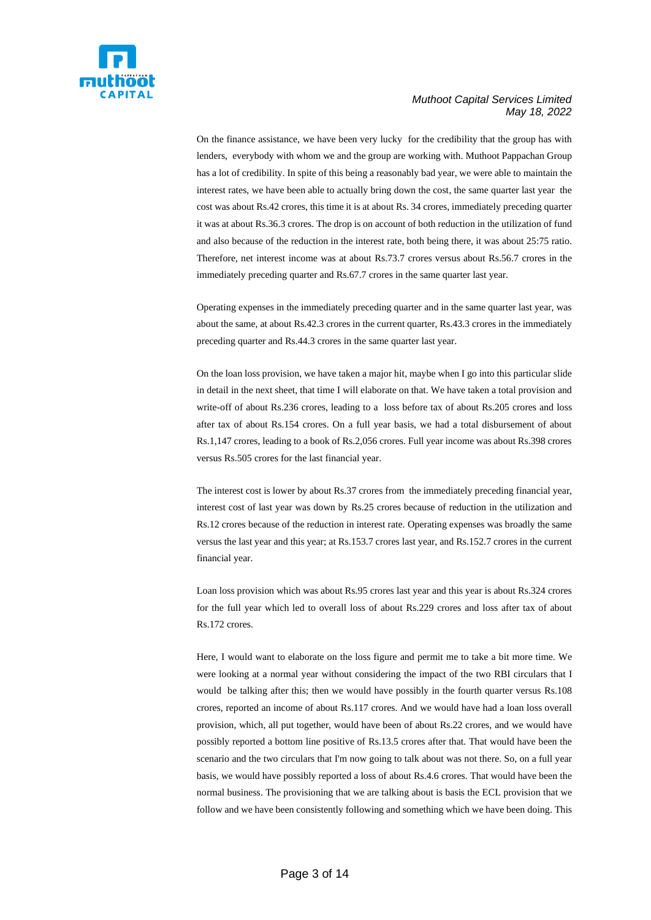On the finance assistance, we have been very lucky for the credibility that the group has with lenders, everybody with whom we and the group are working with. Muthoot Pappachan Group has a lot of credibility. In spite of this being a reasonably bad year, we were able to maintain the interest rates, we have been able to actually bring down the cost, the same quarter last year the cost was about Rs.42 crores, this time it is at about Rs. 34 crores, immediately preceding quarter it was at about Rs.36.3 crores. The drop is on account of both reduction in the utilization of fund and also because of the reduction in the interest rate, both being there, it was about 25:75 ratio. Therefore, net interest income was at about Rs.73.7 crores versus about Rs.56.7 crores in the immediately preceding quarter and Rs.67.7 crores in the same quarter last year.

Operating expenses in the immediately preceding quarter and in the same quarter last year, was about the same, at about Rs.42.3 crores in the current quarter, Rs.43.3 crores in the immediately preceding quarter and Rs.44.3 crores in the same quarter last year.

On the loan loss provision, we have taken a major hit, maybe when I go into this particular slide in detail in the next sheet, that time I will elaborate on that. We have taken a total provision and write-off of about Rs.236 crores, leading to a loss before tax of about Rs.205 crores and loss after tax of about Rs.154 crores. On a full year basis, we had a total disbursement of about Rs.1,147 crores, leading to a book of Rs.2,056 crores. Full year income was about Rs.398 crores versus Rs.505 crores for the last financial year.

The interest cost is lower by about Rs.37 crores from the immediately preceding financial year, interest cost of last year was down by Rs.25 crores because of reduction in the utilization and Rs.12 crores because of the reduction in interest rate. Operating expenses was broadly the same versus the last year and this year; at Rs.153.7 crores last year, and Rs.152.7 crores in the current financial year.

Loan loss provision which was about Rs.95 crores last year and this year is about Rs.324 crores for the full year which led to overall loss of about Rs.229 crores and loss after tax of about Rs.172 crores.

Here, I would want to elaborate on the loss figure and permit me to take a bit more time. We were looking at a normal year without considering the impact of the two RBI circulars that I would be talking after this; then we would have possibly in the fourth quarter versus Rs.108 crores, reported an income of about Rs.117 crores. And we would have had a loan loss overall provision, which, all put together, would have been of about Rs.22 crores, and we would have possibly reported a bottom line positive of Rs.13.5 crores after that. That would have been the scenario and the two circulars that I'm now going to talk about was not there. So, on a full year basis, we would have possibly reported a loss of about Rs.4.6 crores. That would have been the normal business. The provisioning that we are talking about is basis the ECL provision that we follow and we have been consistently following and something which we have been doing. This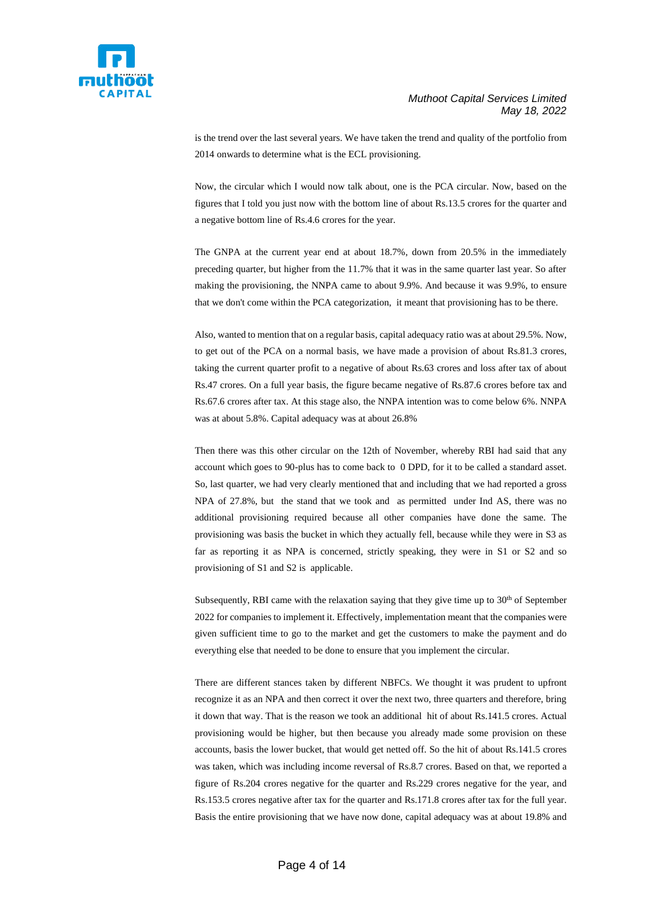is the trend over the last several years. We have taken the trend and quality of the portfolio from 2014 onwards to determine what is the ECL provisioning.

Now, the circular which I would now talk about, one is the PCA circular. Now, based on the figures that I told you just now with the bottom line of about Rs.13.5 crores for the quarter and a negative bottom line of Rs.4.6 crores for the year.

The GNPA at the current year end at about 18.7%, down from 20.5% in the immediately preceding quarter, but higher from the 11.7% that it was in the same quarter last year. So after making the provisioning, the NNPA came to about 9.9%. And because it was 9.9%, to ensure that we don't come within the PCA categorization, it meant that provisioning has to be there.

Also, wanted to mention that on a regular basis, capital adequacy ratio was at about 29.5%. Now, to get out of the PCA on a normal basis, we have made a provision of about Rs.81.3 crores, taking the current quarter profit to a negative of about Rs.63 crores and loss after tax of about Rs.47 crores. On a full year basis, the figure became negative of Rs.87.6 crores before tax and Rs.67.6 crores after tax. At this stage also, the NNPA intention was to come below 6%. NNPA was at about 5.8%. Capital adequacy was at about 26.8%

Then there was this other circular on the 12th of November, whereby RBI had said that any account which goes to 90-plus has to come back to 0 DPD, for it to be called a standard asset. So, last quarter, we had very clearly mentioned that and including that we had reported a gross NPA of 27.8%, but the stand that we took and as permitted under Ind AS, there was no additional provisioning required because all other companies have done the same. The provisioning was basis the bucket in which they actually fell, because while they were in S3 as far as reporting it as NPA is concerned, strictly speaking, they were in S1 or S2 and so provisioning of S1 and S2 is applicable.

Subsequently, RBI came with the relaxation saying that they give time up to 30th of September 2022 for companies to implement it. Effectively, implementation meant that the companies were given sufficient time to go to the market and get the customers to make the payment and do everything else that needed to be done to ensure that you implement the circular.

There are different stances taken by different NBFCs. We thought it was prudent to upfront recognize it as an NPA and then correct it over the next two, three quarters and therefore, bring it down that way. That is the reason we took an additional hit of about Rs.141.5 crores. Actual provisioning would be higher, but then because you already made some provision on these accounts, basis the lower bucket, that would get netted off. So the hit of about Rs.141.5 crores was taken, which was including income reversal of Rs.8.7 crores. Based on that, we reported a figure of Rs.204 crores negative for the quarter and Rs.229 crores negative for the year, and Rs.153.5 crores negative after tax for the quarter and Rs.171.8 crores after tax for the full year. Basis the entire provisioning that we have now done, capital adequacy was at about 19.8% and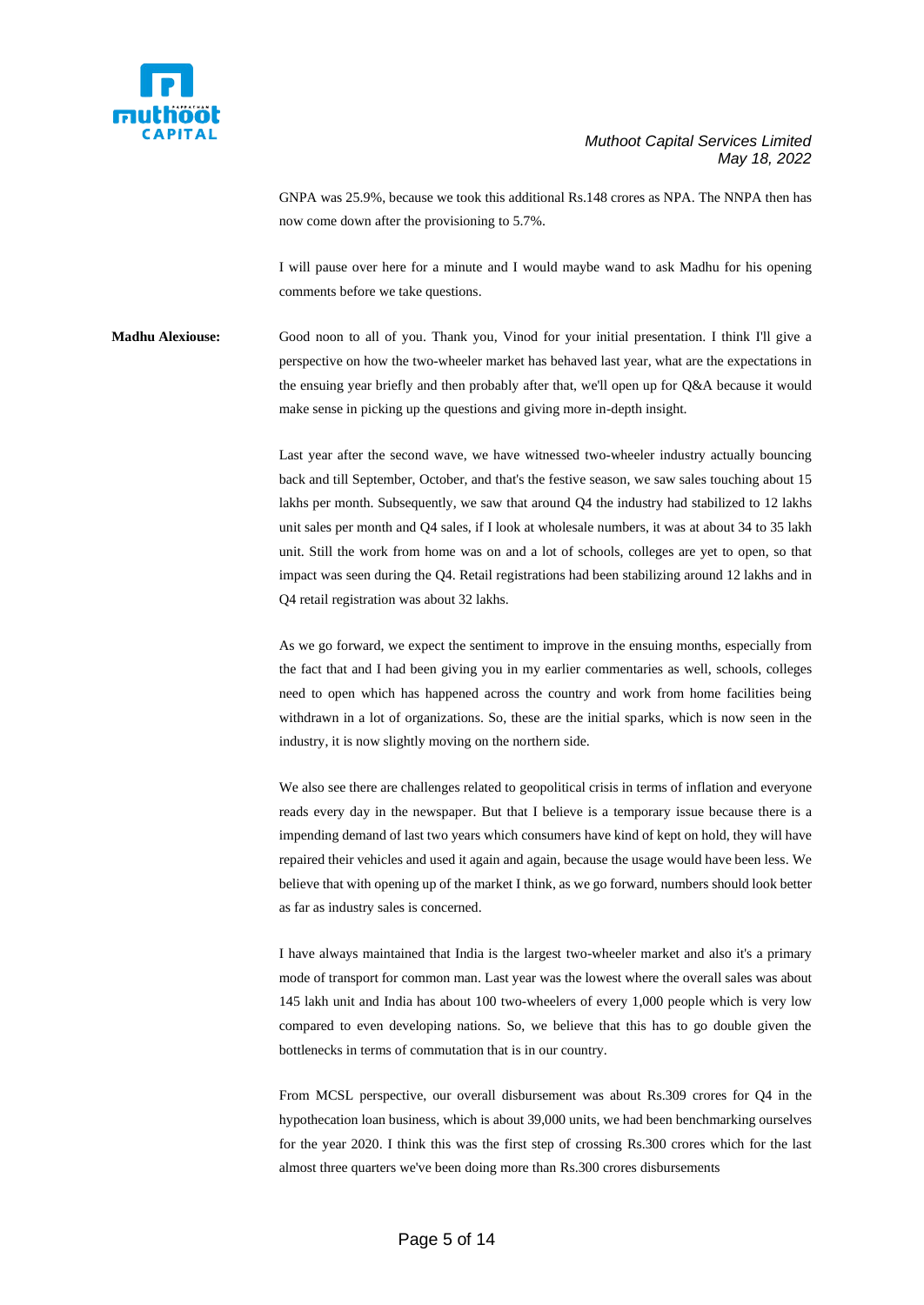GNPA was 25.9%, because we took this additional Rs.148 crores as NPA. The NNPA then has now come down after the provisioning to 5.7%.

I will pause over here for a minute and I would maybe wand to ask Madhu for his opening comments before we take questions.

**Madhu Alexiouse:** Good noon to all of you. Thank you, Vinod for your initial presentation. I think I'll give a perspective on how the two-wheeler market has behaved last year, what are the expectations in the ensuing year briefly and then probably after that, we'll open up for Q&A because it would make sense in picking up the questions and giving more in-depth insight.

Last year after the second wave, we have witnessed two-wheeler industry actually bouncing back and till September, October, and that's the festive season, we saw sales touching about 15 lakhs per month. Subsequently, we saw that around Q4 the industry had stabilized to 12 lakhs unit sales per month and Q4 sales, if I look at wholesale numbers, it was at about 34 to 35 lakh unit. Still the work from home was on and a lot of schools, colleges are yet to open, so that impact was seen during the Q4. Retail registrations had been stabilizing around 12 lakhs and in Q4 retail registration was about 32 lakhs.

As we go forward, we expect the sentiment to improve in the ensuing months, especially from the fact that and I had been giving you in my earlier commentaries as well, schools, colleges need to open which has happened across the country and work from home facilities being withdrawn in a lot of organizations. So, these are the initial sparks, which is now seen in the industry, it is now slightly moving on the northern side.

We also see there are challenges related to geopolitical crisis in terms of inflation and everyone reads every day in the newspaper. But that I believe is a temporary issue because there is a impending demand of last two years which consumers have kind of kept on hold, they will have repaired their vehicles and used it again and again, because the usage would have been less. We believe that with opening up of the market I think, as we go forward, numbers should look better as far as industry sales is concerned.

I have always maintained that India is the largest two-wheeler market and also it's a primary mode of transport for common man. Last year was the lowest where the overall sales was about 145 lakh unit and India has about 100 two-wheelers of every 1,000 people which is very low compared to even developing nations. So, we believe that this has to go double given the bottlenecks in terms of commutation that is in our country.

From MCSL perspective, our overall disbursement was about Rs.309 crores for Q4 in the hypothecation loan business, which is about 39,000 units, we had been benchmarking ourselves for the year 2020. I think this was the first step of crossing Rs.300 crores which for the last almost three quarters we've been doing more than Rs.300 crores disbursements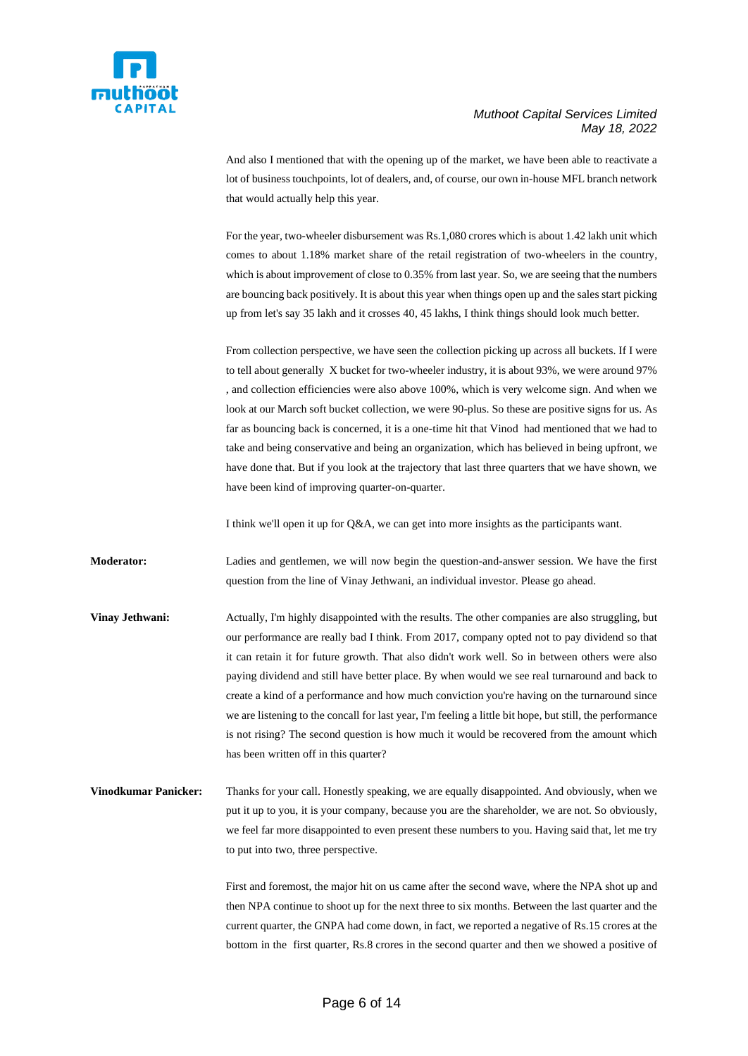And also I mentioned that with the opening up of the market, we have been able to reactivate a lot of business touchpoints, lot of dealers, and, of course, our own in-house MFL branch network that would actually help this year.

For the year, two-wheeler disbursement was Rs.1,080 crores which is about 1.42 lakh unit which comes to about 1.18% market share of the retail registration of two-wheelers in the country, which is about improvement of close to 0.35% from last year. So, we are seeing that the numbers are bouncing back positively. It is about this year when things open up and the sales start picking up from let's say 35 lakh and it crosses 40, 45 lakhs, I think things should look much better.

From collection perspective, we have seen the collection picking up across all buckets. If I were to tell about generally X bucket for two-wheeler industry, it is about 93%, we were around 97% , and collection efficiencies were also above 100%, which is very welcome sign. And when we look at our March soft bucket collection, we were 90-plus. So these are positive signs for us. As far as bouncing back is concerned, it is a one-time hit that Vinod had mentioned that we had to take and being conservative and being an organization, which has believed in being upfront, we have done that. But if you look at the trajectory that last three quarters that we have shown, we have been kind of improving quarter-on-quarter.

I think we'll open it up for Q&A, we can get into more insights as the participants want.

**Moderator:** Ladies and gentlemen, we will now begin the question-and-answer session. We have the first question from the line of Vinay Jethwani, an individual investor. Please go ahead.

**Vinay Jethwani:** Actually, I'm highly disappointed with the results. The other companies are also struggling, but our performance are really bad I think. From 2017, company opted not to pay dividend so that it can retain it for future growth. That also didn't work well. So in between others were also paying dividend and still have better place. By when would we see real turnaround and back to create a kind of a performance and how much conviction you're having on the turnaround since we are listening to the concall for last year, I'm feeling a little bit hope, but still, the performance is not rising? The second question is how much it would be recovered from the amount which has been written off in this quarter?

**Vinodkumar Panicker:** Thanks for your call. Honestly speaking, we are equally disappointed. And obviously, when we put it up to you, it is your company, because you are the shareholder, we are not. So obviously, we feel far more disappointed to even present these numbers to you. Having said that, let me try to put into two, three perspective.

First and foremost, the major hit on us came after the second wave, where the NPA shot up and then NPA continue to shoot up for the next three to six months. Between the last quarter and the current quarter, the GNPA had come down, in fact, we reported a negative of Rs.15 crores at the bottom in the first quarter, Rs.8 crores in the second quarter and then we showed a positive of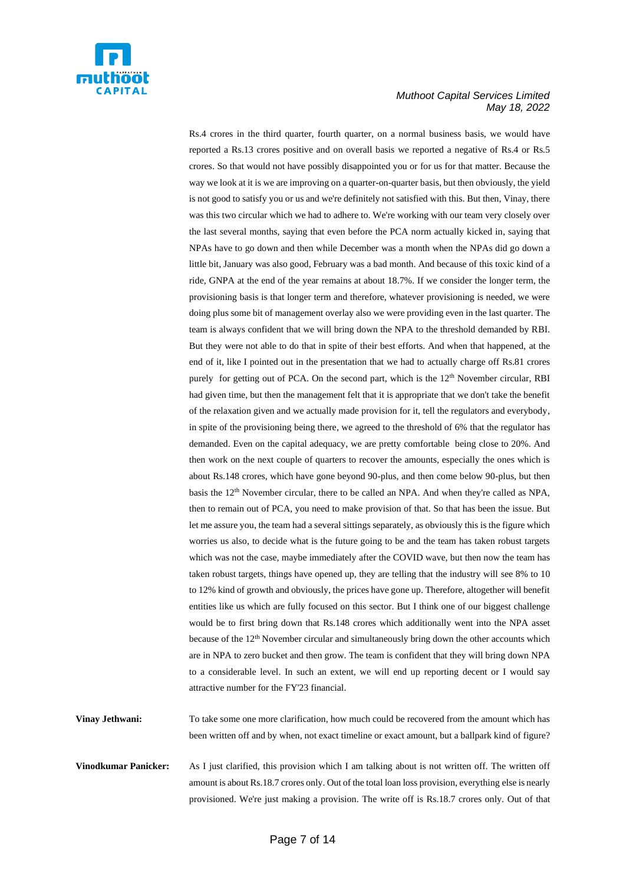Rs.4 crores in the third quarter, fourth quarter, on a normal business basis, we would have reported a Rs.13 crores positive and on overall basis we reported a negative of Rs.4 or Rs.5 crores. So that would not have possibly disappointed you or for us for that matter. Because the way we look at it is we are improving on a quarter-on-quarter basis, but then obviously, the yield is not good to satisfy you or us and we're definitely not satisfied with this. But then, Vinay, there was this two circular which we had to adhere to. We're working with our team very closely over the last several months, saying that even before the PCA norm actually kicked in, saying that NPAs have to go down and then while December was a month when the NPAs did go down a little bit, January was also good, February was a bad month. And because of this toxic kind of a ride, GNPA at the end of the year remains at about 18.7%. If we consider the longer term, the provisioning basis is that longer term and therefore, whatever provisioning is needed, we were doing plus some bit of management overlay also we were providing even in the last quarter. The team is always confident that we will bring down the NPA to the threshold demanded by RBI. But they were not able to do that in spite of their best efforts. And when that happened, at the end of it, like I pointed out in the presentation that we had to actually charge off Rs.81 crores purely for getting out of PCA. On the second part, which is the 12th November circular, RBI had given time, but then the management felt that it is appropriate that we don't take the benefit of the relaxation given and we actually made provision for it, tell the regulators and everybody, in spite of the provisioning being there, we agreed to the threshold of 6% that the regulator has demanded. Even on the capital adequacy, we are pretty comfortable being close to 20%. And then work on the next couple of quarters to recover the amounts, especially the ones which is about Rs.148 crores, which have gone beyond 90-plus, and then come below 90-plus, but then basis the 12th November circular, there to be called an NPA. And when they're called as NPA, then to remain out of PCA, you need to make provision of that. So that has been the issue. But let me assure you, the team had a several sittings separately, as obviously this is the figure which worries us also, to decide what is the future going to be and the team has taken robust targets which was not the case, maybe immediately after the COVID wave, but then now the team has taken robust targets, things have opened up, they are telling that the industry will see 8% to 10 to 12% kind of growth and obviously, the prices have gone up. Therefore, altogether will benefit entities like us which are fully focused on this sector. But I think one of our biggest challenge would be to first bring down that Rs.148 crores which additionally went into the NPA asset because of the 12th November circular and simultaneously bring down the other accounts which are in NPA to zero bucket and then grow. The team is confident that they will bring down NPA to a considerable level. In such an extent, we will end up reporting decent or I would say attractive number for the FY'23 financial.

**Vinay Jethwani:** To take some one more clarification, how much could be recovered from the amount which has been written off and by when, not exact timeline or exact amount, but a ballpark kind of figure?

**Vinodkumar Panicker:** As I just clarified, this provision which I am talking about is not written off. The written off amount is about Rs.18.7 crores only. Out of the total loan loss provision, everything else is nearly provisioned. We're just making a provision. The write off is Rs.18.7 crores only. Out of that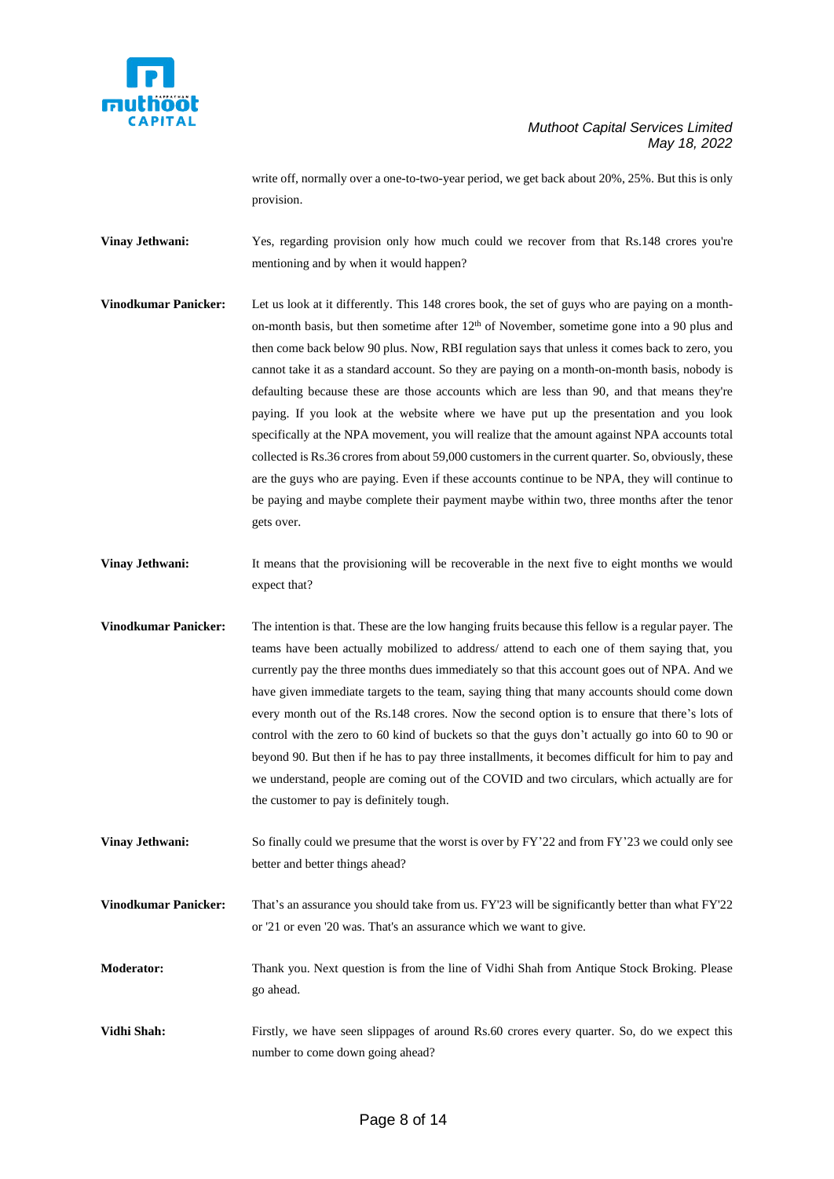write off, normally over a one-to-two-year period, we get back about 20%, 25%. But this is only provision.

**Vinay Jethwani:** Yes, regarding provision only how much could we recover from that Rs.148 crores you're mentioning and by when it would happen?

**Vinodkumar Panicker:** Let us look at it differently. This 148 crores book, the set of guys who are paying on a month-on-month basis, but then sometime after 12th of November, sometime gone into a 90 plus and then come back below 90 plus. Now, RBI regulation says that unless it comes back to zero, you cannot take it as a standard account. So they are paying on a month-on-month basis, nobody is defaulting because these are those accounts which are less than 90, and that means they're paying. If you look at the website where we have put up the presentation and you look specifically at the NPA movement, you will realize that the amount against NPA accounts total collected is Rs.36 crores from about 59,000 customers in the current quarter. So, obviously, these are the guys who are paying. Even if these accounts continue to be NPA, they will continue to be paying and maybe complete their payment maybe within two, three months after the tenor gets over.

**Vinay Jethwani:** It means that the provisioning will be recoverable in the next five to eight months we would expect that?

**Vinodkumar Panicker:** The intention is that. These are the low hanging fruits because this fellow is a regular payer. The teams have been actually mobilized to address/ attend to each one of them saying that, you currently pay the three months dues immediately so that this account goes out of NPA. And we have given immediate targets to the team, saying thing that many accounts should come down every month out of the Rs.148 crores. Now the second option is to ensure that there's lots of control with the zero to 60 kind of buckets so that the guys don't actually go into 60 to 90 or beyond 90. But then if he has to pay three installments, it becomes difficult for him to pay and we understand, people are coming out of the COVID and two circulars, which actually are for the customer to pay is definitely tough.

**Vinay Jethwani:** So finally could we presume that the worst is over by FY'22 and from FY'23 we could only see better and better things ahead?

**Vinodkumar Panicker:** That's an assurance you should take from us. FY'23 will be significantly better than what FY'22 or '21 or even '20 was. That's an assurance which we want to give.

**Moderator:** Thank you. Next question is from the line of Vidhi Shah from Antique Stock Broking. Please go ahead.

**Vidhi Shah:** Firstly, we have seen slippages of around Rs.60 crores every quarter. So, do we expect this number to come down going ahead?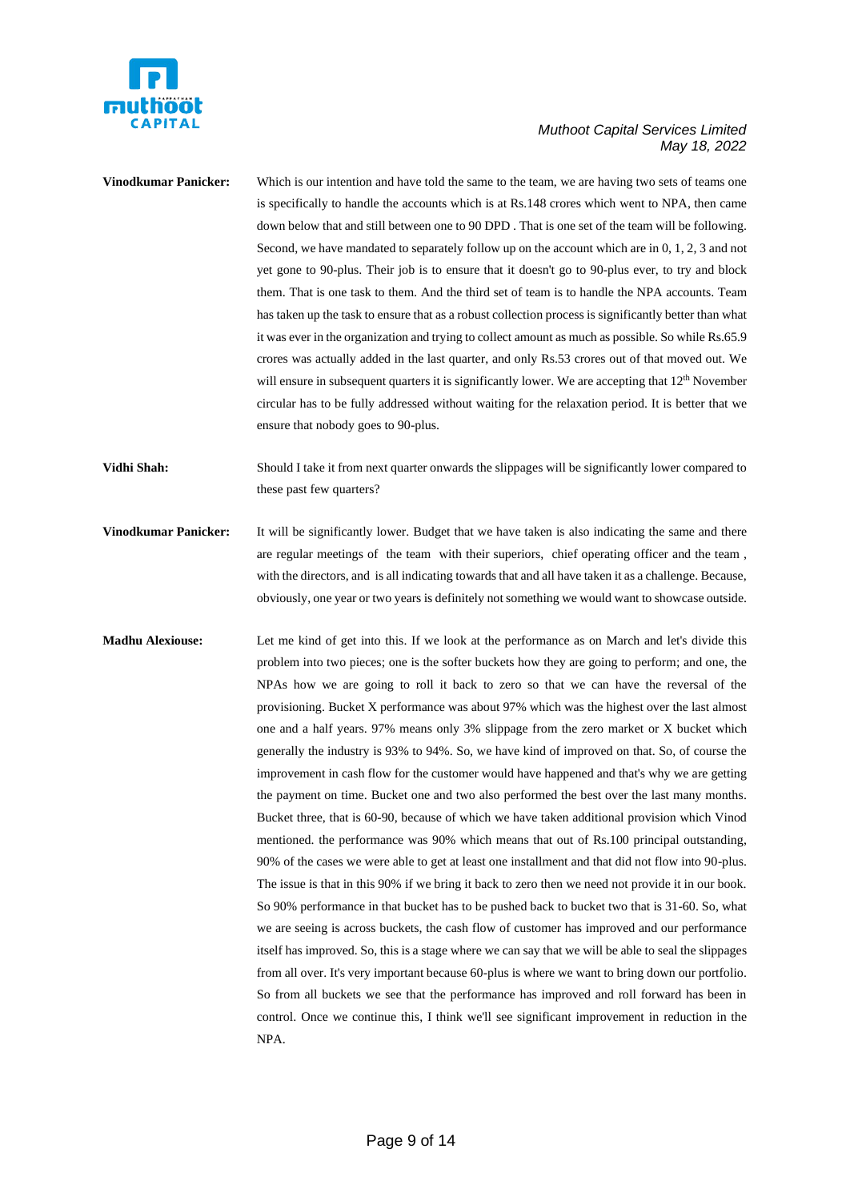**Vinodkumar Panicker:** Which is our intention and have told the same to the team, we are having two sets of teams one is specifically to handle the accounts which is at Rs.148 crores which went to NPA, then came down below that and still between one to 90 DPD . That is one set of the team will be following. Second, we have mandated to separately follow up on the account which are in 0, 1, 2, 3 and not yet gone to 90-plus. Their job is to ensure that it doesn't go to 90-plus ever, to try and block them. That is one task to them. And the third set of team is to handle the NPA accounts. Team has taken up the task to ensure that as a robust collection process is significantly better than what it was ever in the organization and trying to collect amount as much as possible. So while Rs.65.9 crores was actually added in the last quarter, and only Rs.53 crores out of that moved out. We will ensure in subsequent quarters it is significantly lower. We are accepting that 12th November circular has to be fully addressed without waiting for the relaxation period. It is better that we ensure that nobody goes to 90-plus.

**Vidhi Shah:** Should I take it from next quarter onwards the slippages will be significantly lower compared to these past few quarters?

**Vinodkumar Panicker:** It will be significantly lower. Budget that we have taken is also indicating the same and there are regular meetings of the team with their superiors, chief operating officer and the team , with the directors, and is all indicating towards that and all have taken it as a challenge. Because, obviously, one year or two years is definitely not something we would want to showcase outside.

**Madhu Alexiouse:** Let me kind of get into this. If we look at the performance as on March and let's divide this problem into two pieces; one is the softer buckets how they are going to perform; and one, the NPAs how we are going to roll it back to zero so that we can have the reversal of the provisioning. Bucket X performance was about 97% which was the highest over the last almost one and a half years. 97% means only 3% slippage from the zero market or X bucket which generally the industry is 93% to 94%. So, we have kind of improved on that. So, of course the improvement in cash flow for the customer would have happened and that's why we are getting the payment on time. Bucket one and two also performed the best over the last many months. Bucket three, that is 60-90, because of which we have taken additional provision which Vinod mentioned. the performance was 90% which means that out of Rs.100 principal outstanding, 90% of the cases we were able to get at least one installment and that did not flow into 90-plus. The issue is that in this 90% if we bring it back to zero then we need not provide it in our book. So 90% performance in that bucket has to be pushed back to bucket two that is 31-60. So, what we are seeing is across buckets, the cash flow of customer has improved and our performance itself has improved. So, this is a stage where we can say that we will be able to seal the slippages from all over. It's very important because 60-plus is where we want to bring down our portfolio. So from all buckets we see that the performance has improved and roll forward has been in control. Once we continue this, I think we'll see significant improvement in reduction in the NPA.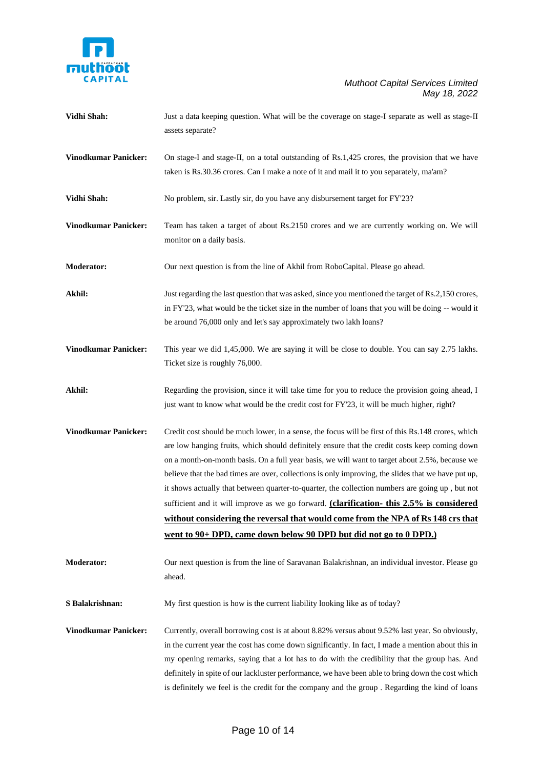**Vidhi Shah:** Just a data keeping question. What will be the coverage on stage-I separate as well as stage-II assets separate?

**Vinodkumar Panicker:** On stage-I and stage-II, on a total outstanding of Rs.1,425 crores, the provision that we have taken is Rs.30.36 crores. Can I make a note of it and mail it to you separately, ma'am?

**Vidhi Shah:** No problem, sir. Lastly sir, do you have any disbursement target for FY'23?

**Vinodkumar Panicker:** Team has taken a target of about Rs.2150 crores and we are currently working on. We will monitor on a daily basis.

**Moderator:** Our next question is from the line of Akhil from RoboCapital. Please go ahead.

**Akhil:** Just regarding the last question that was asked, since you mentioned the target of Rs.2,150 crores, in FY'23, what would be the ticket size in the number of loans that you will be doing -- would it be around 76,000 only and let's say approximately two lakh loans?

**Vinodkumar Panicker:** This year we did 1,45,000. We are saying it will be close to double. You can say 2.75 lakhs. Ticket size is roughly 76,000.

**Akhil:** Regarding the provision, since it will take time for you to reduce the provision going ahead, I just want to know what would be the credit cost for FY'23, it will be much higher, right?

**Vinodkumar Panicker:** Credit cost should be much lower, in a sense, the focus will be first of this Rs.148 crores, which are low hanging fruits, which should definitely ensure that the credit costs keep coming down on a month-on-month basis. On a full year basis, we will want to target about 2.5%, because we believe that the bad times are over, collections is only improving, the slides that we have put up, it shows actually that between quarter-to-quarter, the collection numbers are going up , but not sufficient and it will improve as we go forward. **(clarification- this 2.5% is considered without considering the reversal that would come from the NPA of Rs 148 crs that went to 90+ DPD, came down below 90 DPD but did not go to 0 DPD.)**

**Moderator:** Our next question is from the line of Saravanan Balakrishnan, an individual investor. Please go ahead.

**S Balakrishnan:** My first question is how is the current liability looking like as of today?

**Vinodkumar Panicker:** Currently, overall borrowing cost is at about 8.82% versus about 9.52% last year. So obviously, in the current year the cost has come down significantly. In fact, I made a mention about this in my opening remarks, saying that a lot has to do with the credibility that the group has. And definitely in spite of our lackluster performance, we have been able to bring down the cost which is definitely we feel is the credit for the company and the group . Regarding the kind of loans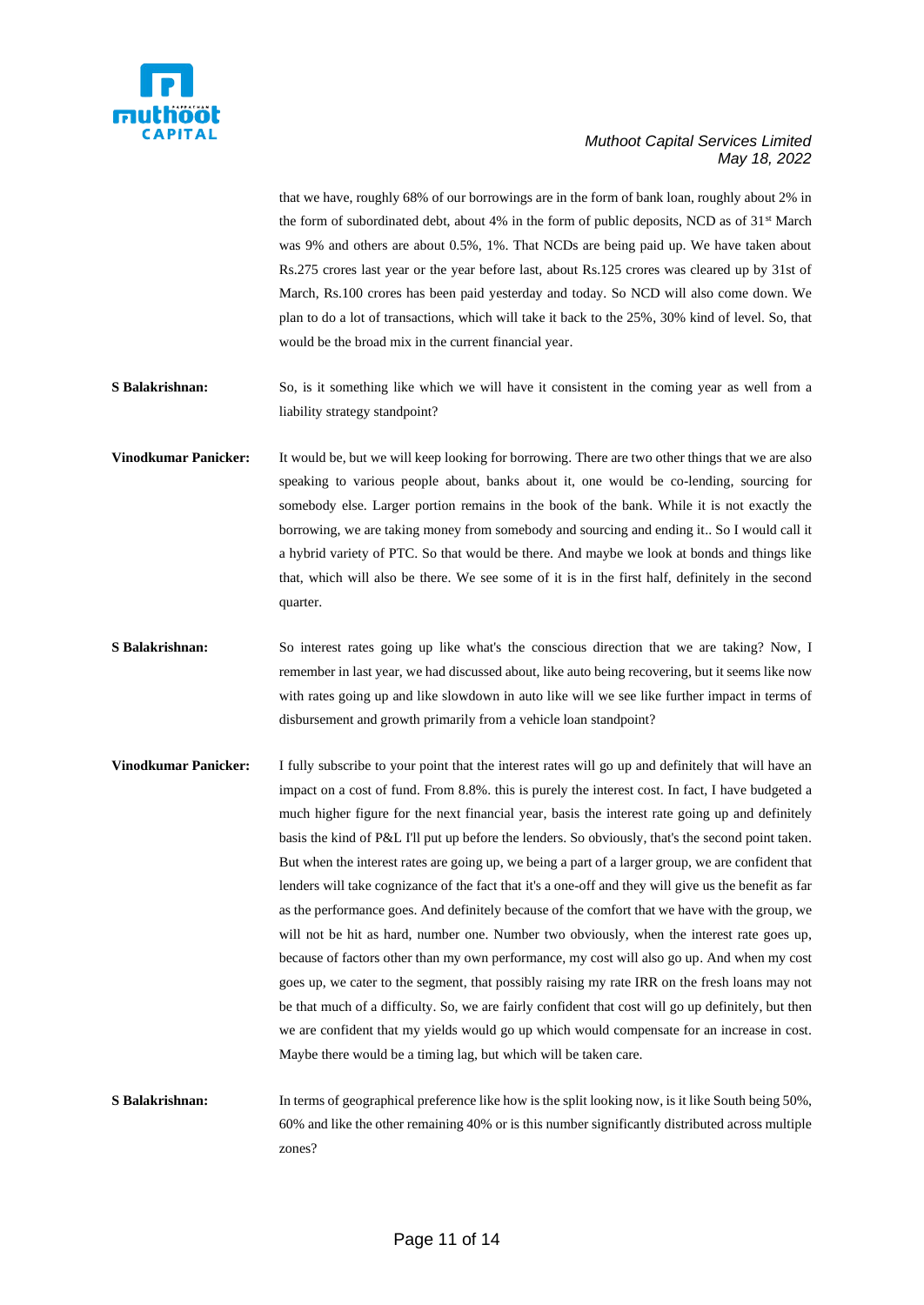that we have, roughly 68% of our borrowings are in the form of bank loan, roughly about 2% in the form of subordinated debt, about 4% in the form of public deposits, NCD as of 31st March was 9% and others are about 0.5%, 1%. That NCDs are being paid up. We have taken about Rs.275 crores last year or the year before last, about Rs.125 crores was cleared up by 31st of March, Rs.100 crores has been paid yesterday and today. So NCD will also come down. We plan to do a lot of transactions, which will take it back to the 25%, 30% kind of level. So, that would be the broad mix in the current financial year.

**S Balakrishnan:** So, is it something like which we will have it consistent in the coming year as well from a liability strategy standpoint?

**Vinodkumar Panicker:** It would be, but we will keep looking for borrowing. There are two other things that we are also speaking to various people about, banks about it, one would be co-lending, sourcing for somebody else. Larger portion remains in the book of the bank. While it is not exactly the borrowing, we are taking money from somebody and sourcing and ending it.. So I would call it a hybrid variety of PTC. So that would be there. And maybe we look at bonds and things like that, which will also be there. We see some of it is in the first half, definitely in the second quarter.

**S Balakrishnan:** So interest rates going up like what's the conscious direction that we are taking? Now, I remember in last year, we had discussed about, like auto being recovering, but it seems like now with rates going up and like slowdown in auto like will we see like further impact in terms of disbursement and growth primarily from a vehicle loan standpoint?

**Vinodkumar Panicker:** I fully subscribe to your point that the interest rates will go up and definitely that will have an impact on a cost of fund. From 8.8%. this is purely the interest cost. In fact, I have budgeted a much higher figure for the next financial year, basis the interest rate going up and definitely basis the kind of P&L I'll put up before the lenders. So obviously, that's the second point taken. But when the interest rates are going up, we being a part of a larger group, we are confident that lenders will take cognizance of the fact that it's a one-off and they will give us the benefit as far as the performance goes. And definitely because of the comfort that we have with the group, we will not be hit as hard, number one. Number two obviously, when the interest rate goes up, because of factors other than my own performance, my cost will also go up. And when my cost goes up, we cater to the segment, that possibly raising my rate IRR on the fresh loans may not be that much of a difficulty. So, we are fairly confident that cost will go up definitely, but then we are confident that my yields would go up which would compensate for an increase in cost. Maybe there would be a timing lag, but which will be taken care.

**S Balakrishnan:** In terms of geographical preference like how is the split looking now, is it like South being 50%, 60% and like the other remaining 40% or is this number significantly distributed across multiple zones?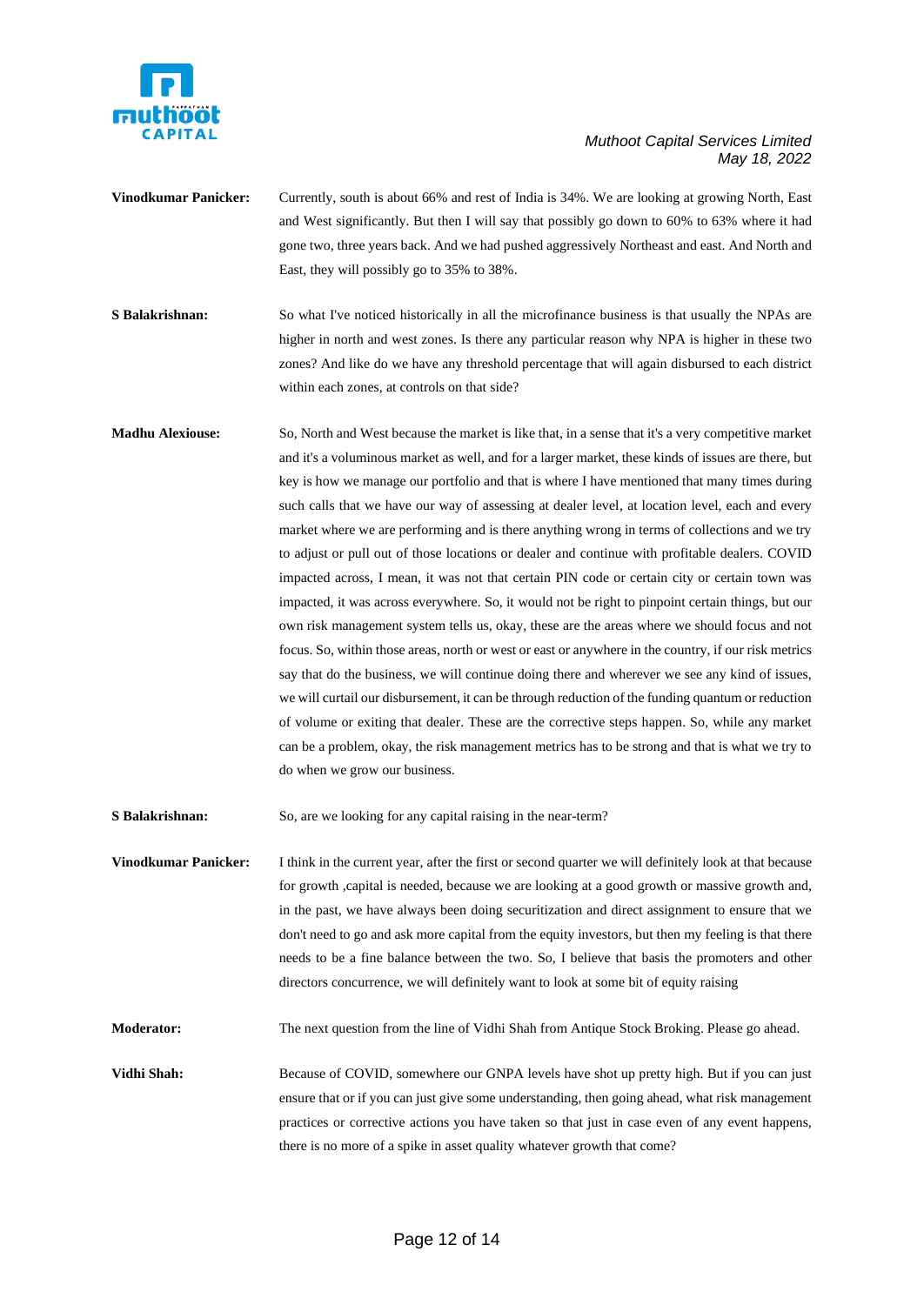**Vinodkumar Panicker:** Currently, south is about 66% and rest of India is 34%. We are looking at growing North, East and West significantly. But then I will say that possibly go down to 60% to 63% where it had gone two, three years back. And we had pushed aggressively Northeast and east. And North and East, they will possibly go to 35% to 38%.

**S Balakrishnan:** So what I've noticed historically in all the microfinance business is that usually the NPAs are higher in north and west zones. Is there any particular reason why NPA is higher in these two zones? And like do we have any threshold percentage that will again disbursed to each district within each zones, at controls on that side?

**Madhu Alexiouse:** So, North and West because the market is like that, in a sense that it's a very competitive market and it's a voluminous market as well, and for a larger market, these kinds of issues are there, but key is how we manage our portfolio and that is where I have mentioned that many times during such calls that we have our way of assessing at dealer level, at location level, each and every market where we are performing and is there anything wrong in terms of collections and we try to adjust or pull out of those locations or dealer and continue with profitable dealers. COVID impacted across, I mean, it was not that certain PIN code or certain city or certain town was impacted, it was across everywhere. So, it would not be right to pinpoint certain things, but our own risk management system tells us, okay, these are the areas where we should focus and not focus. So, within those areas, north or west or east or anywhere in the country, if our risk metrics say that do the business, we will continue doing there and wherever we see any kind of issues, we will curtail our disbursement, it can be through reduction of the funding quantum or reduction of volume or exiting that dealer. These are the corrective steps happen. So, while any market can be a problem, okay, the risk management metrics has to be strong and that is what we try to do when we grow our business.

**S Balakrishnan:** So, are we looking for any capital raising in the near-term?

**Vinodkumar Panicker:** I think in the current year, after the first or second quarter we will definitely look at that because for growth ,capital is needed, because we are looking at a good growth or massive growth and, in the past, we have always been doing securitization and direct assignment to ensure that we don't need to go and ask more capital from the equity investors, but then my feeling is that there needs to be a fine balance between the two. So, I believe that basis the promoters and other directors concurrence, we will definitely want to look at some bit of equity raising

**Moderator:** The next question from the line of Vidhi Shah from Antique Stock Broking. Please go ahead.

**Vidhi Shah:** Because of COVID, somewhere our GNPA levels have shot up pretty high. But if you can just ensure that or if you can just give some understanding, then going ahead, what risk management practices or corrective actions you have taken so that just in case even of any event happens, there is no more of a spike in asset quality whatever growth that come?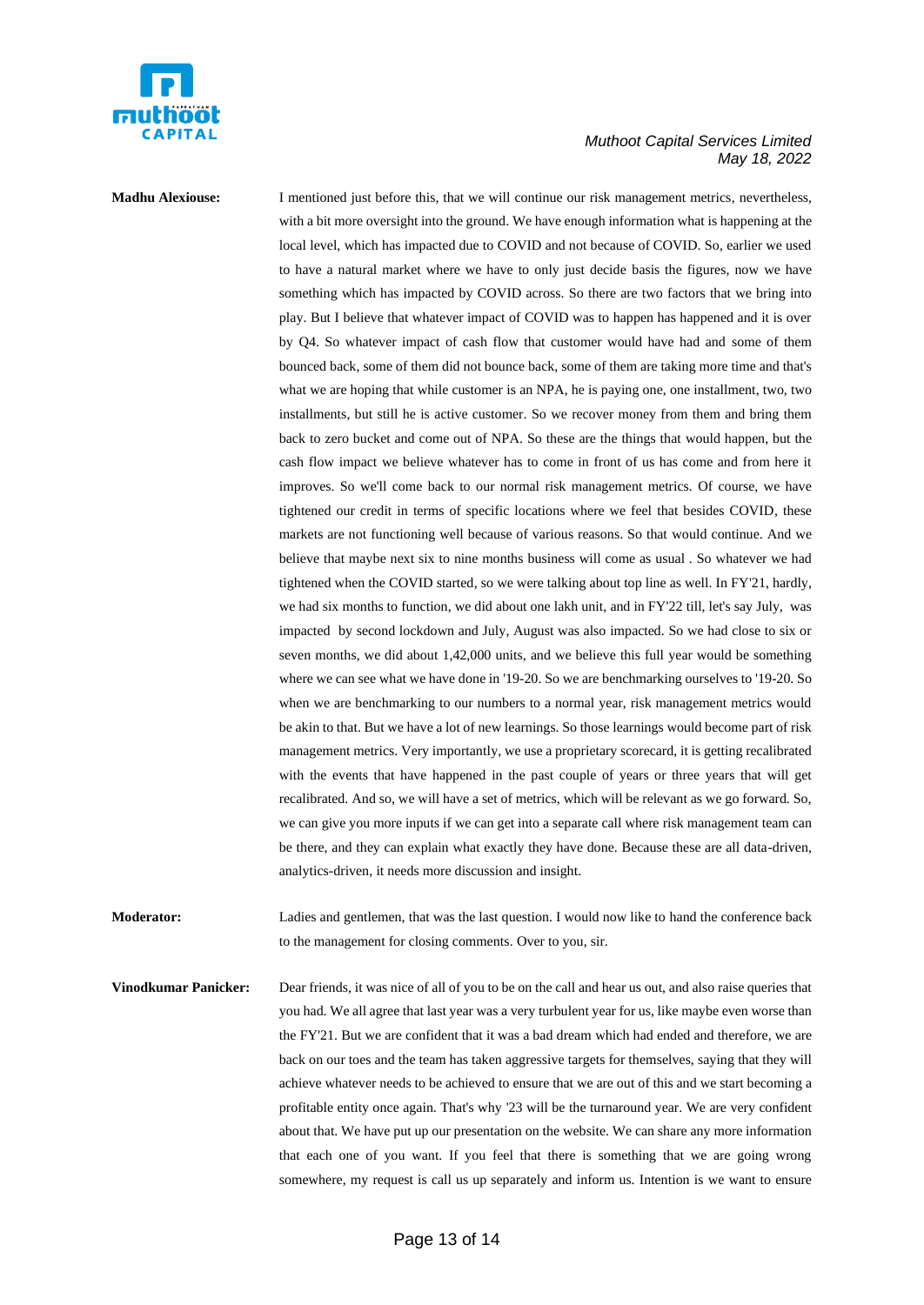**Madhu Alexiouse:** I mentioned just before this, that we will continue our risk management metrics, nevertheless, with a bit more oversight into the ground. We have enough information what is happening at the local level, which has impacted due to COVID and not because of COVID. So, earlier we used to have a natural market where we have to only just decide basis the figures, now we have something which has impacted by COVID across. So there are two factors that we bring into play. But I believe that whatever impact of COVID was to happen has happened and it is over by Q4. So whatever impact of cash flow that customer would have had and some of them bounced back, some of them did not bounce back, some of them are taking more time and that's what we are hoping that while customer is an NPA, he is paying one, one installment, two, two installments, but still he is active customer. So we recover money from them and bring them back to zero bucket and come out of NPA. So these are the things that would happen, but the cash flow impact we believe whatever has to come in front of us has come and from here it improves. So we'll come back to our normal risk management metrics. Of course, we have tightened our credit in terms of specific locations where we feel that besides COVID, these markets are not functioning well because of various reasons. So that would continue. And we believe that maybe next six to nine months business will come as usual . So whatever we had tightened when the COVID started, so we were talking about top line as well. In FY'21, hardly, we had six months to function, we did about one lakh unit, and in FY'22 till, let's say July, was impacted by second lockdown and July, August was also impacted. So we had close to six or seven months, we did about 1,42,000 units, and we believe this full year would be something where we can see what we have done in '19-20. So we are benchmarking ourselves to '19-20. So when we are benchmarking to our numbers to a normal year, risk management metrics would be akin to that. But we have a lot of new learnings. So those learnings would become part of risk management metrics. Very importantly, we use a proprietary scorecard, it is getting recalibrated with the events that have happened in the past couple of years or three years that will get recalibrated. And so, we will have a set of metrics, which will be relevant as we go forward. So, we can give you more inputs if we can get into a separate call where risk management team can be there, and they can explain what exactly they have done. Because these are all data-driven, analytics-driven, it needs more discussion and insight.

**Moderator:** Ladies and gentlemen, that was the last question. I would now like to hand the conference back to the management for closing comments. Over to you, sir.

**Vinodkumar Panicker:** Dear friends, it was nice of all of you to be on the call and hear us out, and also raise queries that you had. We all agree that last year was a very turbulent year for us, like maybe even worse than the FY'21. But we are confident that it was a bad dream which had ended and therefore, we are back on our toes and the team has taken aggressive targets for themselves, saying that they will achieve whatever needs to be achieved to ensure that we are out of this and we start becoming a profitable entity once again. That's why '23 will be the turnaround year. We are very confident about that. We have put up our presentation on the website. We can share any more information that each one of you want. If you feel that there is something that we are going wrong somewhere, my request is call us up separately and inform us. Intention is we want to ensure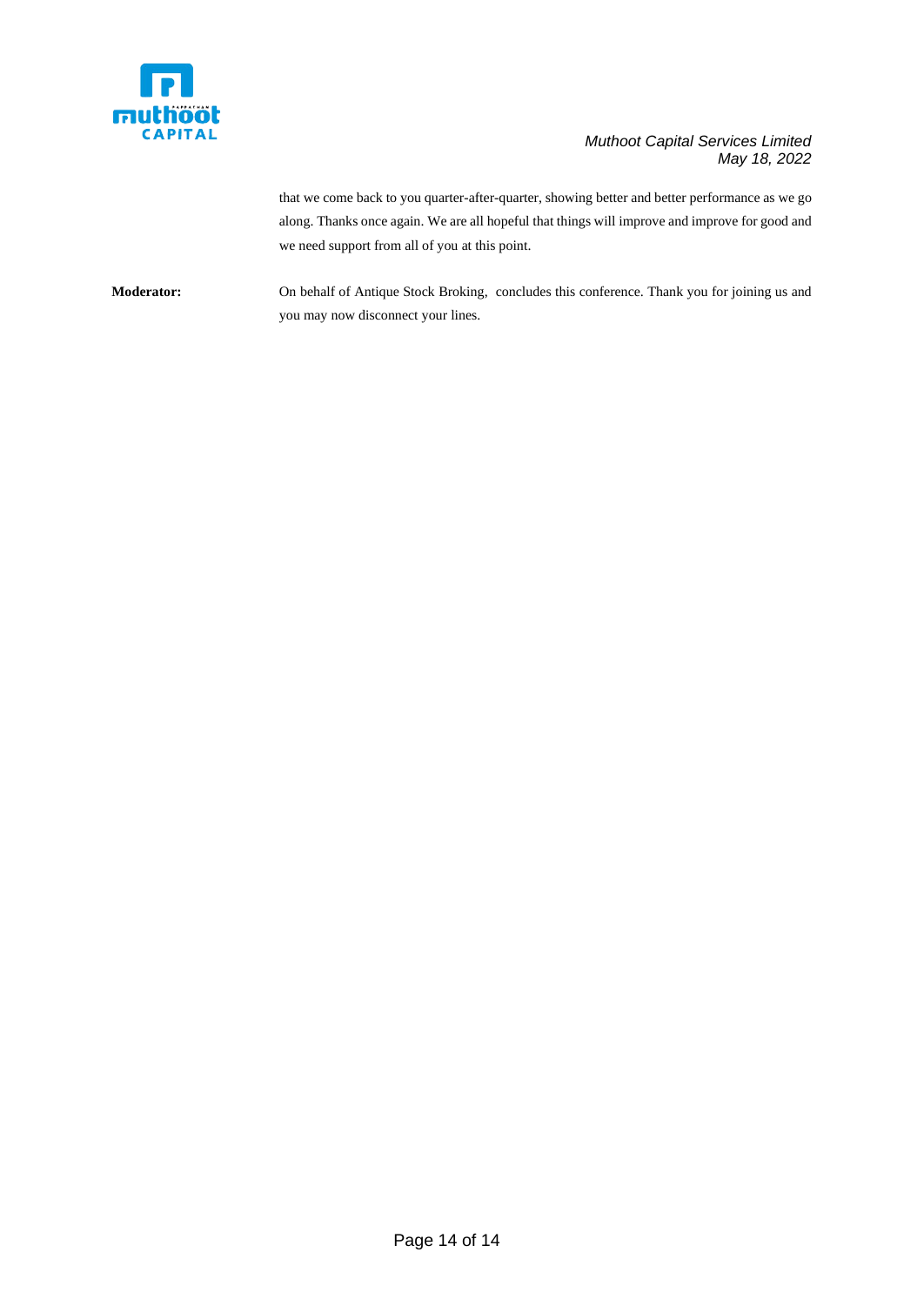that we come back to you quarter-after-quarter, showing better and better performance as we go along. Thanks once again. We are all hopeful that things will improve and improve for good and we need support from all of you at this point.

**Moderator:** On behalf of Antique Stock Broking, concludes this conference. Thank you for joining us and you may now disconnect your lines.